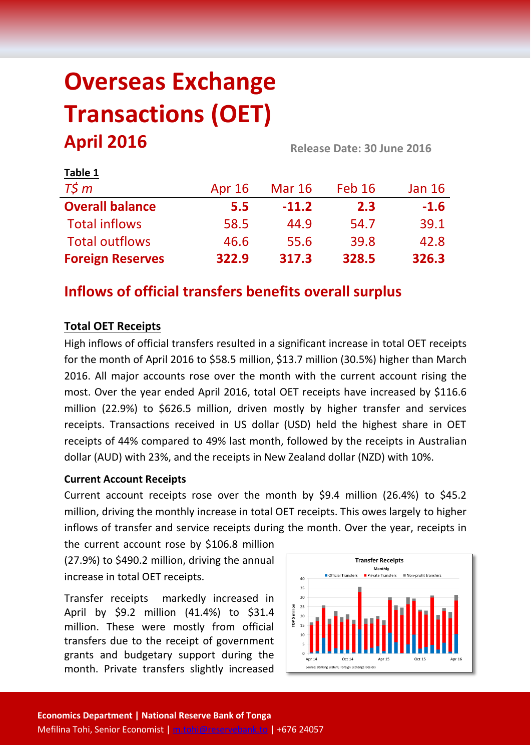# Overseas Exchange Transactions (OET)

## April 2016

Release Date: 30 June 2016

**Table 1**

| *T$ m* | Apr 16 | Mar 16 | Feb 16 | Jan 16 |
|---|---|---|---|---|
| **Overall balance** | **5.5** | **-11.2** | **2.3** | **-1.6** |
| Total inflows | 58.5 | 44.9 | 54.7 | 39.1 |
| Total outflows | 46.6 | 55.6 | 39.8 | 42.8 |
| **Foreign Reserves** | **322.9** | **317.3** | **328.5** | **326.3** |

## Inflows of official transfers benefits overall surplus

### Total OET Receipts

High inflows of official transfers resulted in a significant increase in total OET receipts for the month of April 2016 to $58.5 million, $13.7 million (30.5%) higher than March 2016. All major accounts rose over the month with the current account rising the most. Over the year ended April 2016, total OET receipts have increased by $116.6 million (22.9%) to $626.5 million, driven mostly by higher transfer and services receipts. Transactions received in US dollar (USD) held the highest share in OET receipts of 44% compared to 49% last month, followed by the receipts in Australian dollar (AUD) with 23%, and the receipts in New Zealand dollar (NZD) with 10%.

**Current Account Receipts**

Current account receipts rose over the month by $9.4 million (26.4%) to $45.2 million, driving the monthly increase in total OET receipts. This owes largely to higher inflows of transfer and service receipts during the month. Over the year, receipts in the current account rose by $106.8 million (27.9%) to $490.2 million, driving the annual increase in total OET receipts.

Transfer receipts markedly increased in April by $9.2 million (41.4%) to $31.4 million. These were mostly from official transfers due to the receipt of government grants and budgetary support during the month. Private transfers slightly increased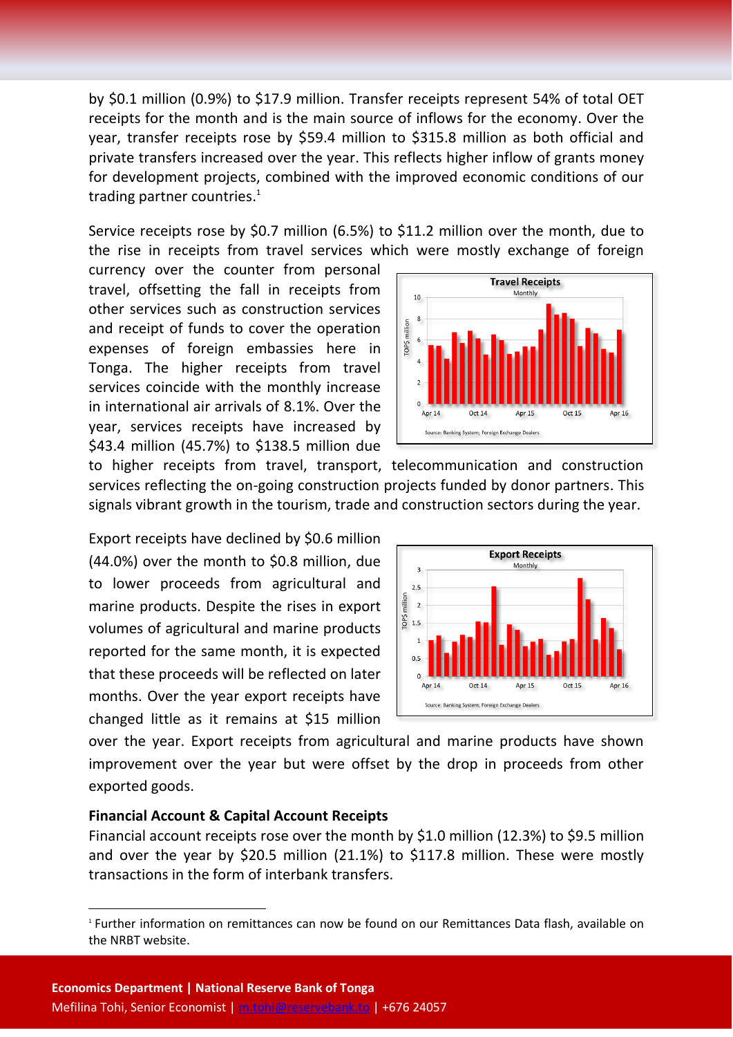by $0.1 million (0.9%) to $17.9 million. Transfer receipts represent 54% of total OET receipts for the month and is the main source of inflows for the economy. Over the year, transfer receipts rose by $59.4 million to $315.8 million as both official and private transfers increased over the year. This reflects higher inflow of grants money for development projects, combined with the improved economic conditions of our trading partner countries.[1]

Service receipts rose by $0.7 million (6.5%) to $11.2 million over the month, due to the rise in receipts from travel services which were mostly exchange of foreign currency over the counter from personal travel, offsetting the fall in receipts from other services such as construction services and receipt of funds to cover the operation expenses of foreign embassies here in Tonga. The higher receipts from travel services coincide with the monthly increase in international air arrivals of 8.1%. Over the year, services receipts have increased by $43.4 million (45.7%) to $138.5 million due to higher receipts from travel, transport, telecommunication and construction services reflecting the on-going construction projects funded by donor partners. This signals vibrant growth in the tourism, trade and construction sectors during the year.

Export receipts have declined by $0.6 million (44.0%) over the month to $0.8 million, due to lower proceeds from agricultural and marine products. Despite the rises in export volumes of agricultural and marine products reported for the same month, it is expected that these proceeds will be reflected on later months. Over the year export receipts have changed little as it remains at $15 million over the year. Export receipts from agricultural and marine products have shown improvement over the year but were offset by the drop in proceeds from other exported goods.

**Financial Account & Capital Account Receipts**

Financial account receipts rose over the month by $1.0 million (12.3%) to $9.5 million and over the year by $20.5 million (21.1%) to $117.8 million. These were mostly transactions in the form of interbank transfers.

[1] Further information on remittances can now be found on our Remittances Data flash, available on the NRBT website.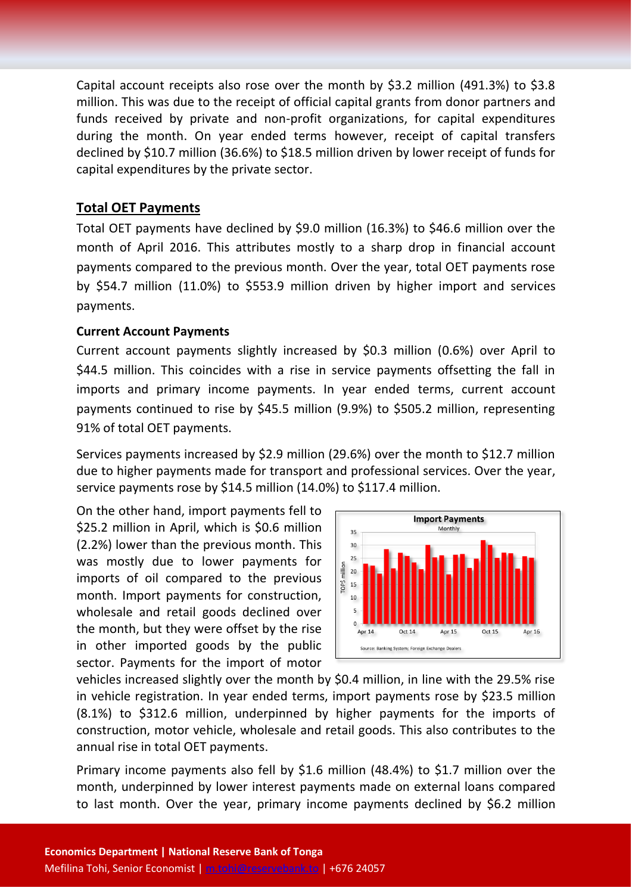Capital account receipts also rose over the month by $3.2 million (491.3%) to $3.8 million. This was due to the receipt of official capital grants from donor partners and funds received by private and non-profit organizations, for capital expenditures during the month. On year ended terms however, receipt of capital transfers declined by $10.7 million (36.6%) to $18.5 million driven by lower receipt of funds for capital expenditures by the private sector.

## Total OET Payments

Total OET payments have declined by $9.0 million (16.3%) to $46.6 million over the month of April 2016. This attributes mostly to a sharp drop in financial account payments compared to the previous month. Over the year, total OET payments rose by $54.7 million (11.0%) to $553.9 million driven by higher import and services payments.

### Current Account Payments

Current account payments slightly increased by $0.3 million (0.6%) over April to $44.5 million. This coincides with a rise in service payments offsetting the fall in imports and primary income payments. In year ended terms, current account payments continued to rise by $45.5 million (9.9%) to $505.2 million, representing 91% of total OET payments.

Services payments increased by $2.9 million (29.6%) over the month to $12.7 million due to higher payments made for transport and professional services. Over the year, service payments rose by $14.5 million (14.0%) to $117.4 million.

On the other hand, import payments fell to $25.2 million in April, which is $0.6 million (2.2%) lower than the previous month. This was mostly due to lower payments for imports of oil compared to the previous month. Import payments for construction, wholesale and retail goods declined over the month, but they were offset by the rise in other imported goods by the public sector. Payments for the import of motor vehicles increased slightly over the month by $0.4 million, in line with the 29.5% rise in vehicle registration. In year ended terms, import payments rose by $23.5 million (8.1%) to $312.6 million, underpinned by higher payments for the imports of construction, motor vehicle, wholesale and retail goods. This also contributes to the annual rise in total OET payments.

**Import Payments**
Monthly

Source: Banking System; Foreign Exchange Dealers

Primary income payments also fell by $1.6 million (48.4%) to $1.7 million over the month, underpinned by lower interest payments made on external loans compared to last month. Over the year, primary income payments declined by $6.2 million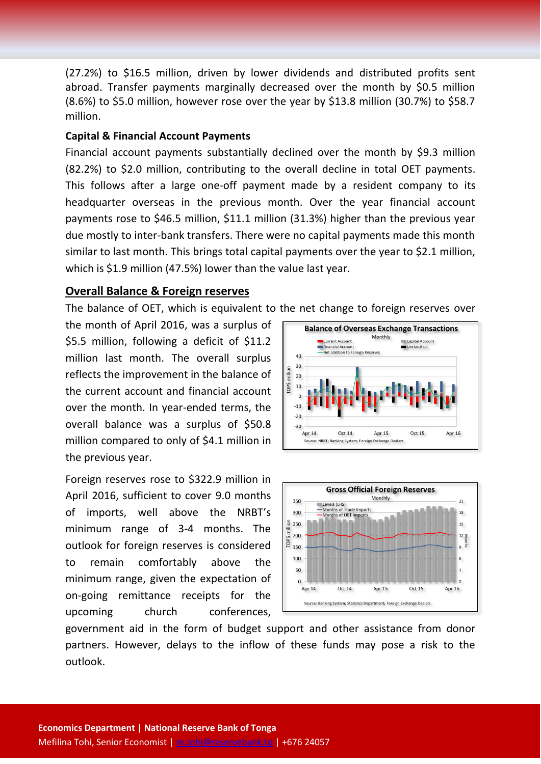(27.2%) to $16.5 million, driven by lower dividends and distributed profits sent abroad. Transfer payments marginally decreased over the month by $0.5 million (8.6%) to $5.0 million, however rose over the year by $13.8 million (30.7%) to $58.7 million.

**Capital & Financial Account Payments**

Financial account payments substantially declined over the month by $9.3 million (82.2%) to $2.0 million, contributing to the overall decline in total OET payments. This follows after a large one-off payment made by a resident company to its headquarter overseas in the previous month. Over the year financial account payments rose to $46.5 million, $11.1 million (31.3%) higher than the previous year due mostly to inter-bank transfers. There were no capital payments made this month similar to last month. This brings total capital payments over the year to $2.1 million, which is $1.9 million (47.5%) lower than the value last year.

## Overall Balance & Foreign reserves

The balance of OET, which is equivalent to the net change to foreign reserves over the month of April 2016, was a surplus of $5.5 million, following a deficit of $11.2 million last month. The overall surplus reflects the improvement in the balance of the current account and financial account over the month. In year-ended terms, the overall balance was a surplus of $50.8 million compared to only of $4.1 million in the previous year.

Foreign reserves rose to $322.9 million in April 2016, sufficient to cover 9.0 months of imports, well above the NRBT's minimum range of 3-4 months. The outlook for foreign reserves is considered to remain comfortably above the minimum range, given the expectation of on-going remittance receipts for the upcoming church conferences, government aid in the form of budget support and other assistance from donor partners. However, delays to the inflow of these funds may pose a risk to the outlook.

**Economics Department | National Reserve Bank of Tonga**
Mefilina Tohi, Senior Economist | m.tohi@reservebank.to | +676 24057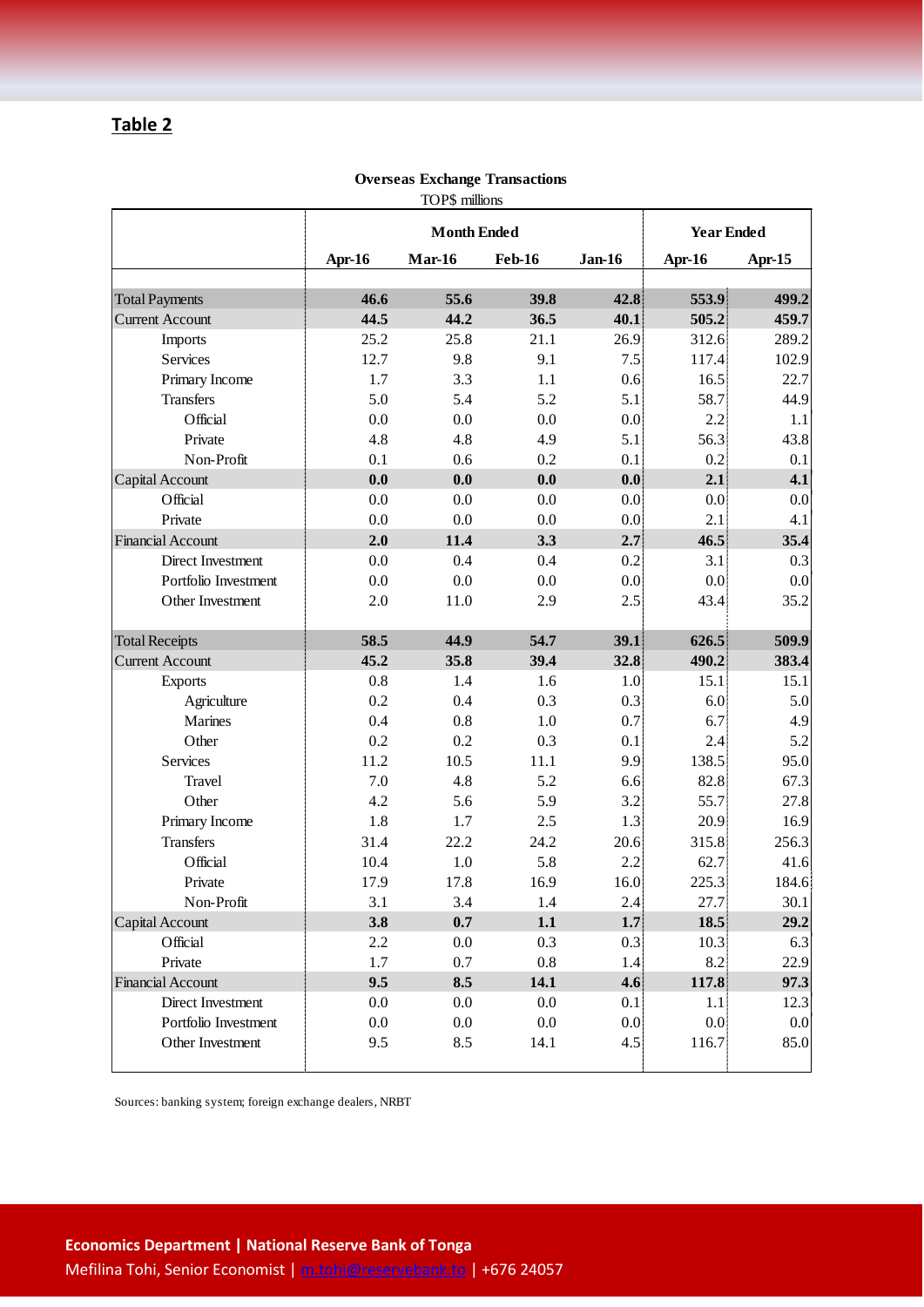## Table 2

**Overseas Exchange Transactions**
TOP$ millions

| | Month Ended | | | | Year Ended | |
|---|---|---|---|---|---|---|
| | **Apr-16** | **Mar-16** | **Feb-16** | **Jan-16** | **Apr-16** | **Apr-15** |
| Total Payments | **46.6** | **55.6** | **39.8** | **42.8** | **553.9** | **499.2** |
| Current Account | **44.5** | **44.2** | **36.5** | **40.1** | **505.2** | **459.7** |
| Imports | 25.2 | 25.8 | 21.1 | 26.9 | 312.6 | 289.2 |
| Services | 12.7 | 9.8 | 9.1 | 7.5 | 117.4 | 102.9 |
| Primary Income | 1.7 | 3.3 | 1.1 | 0.6 | 16.5 | 22.7 |
| Transfers | 5.0 | 5.4 | 5.2 | 5.1 | 58.7 | 44.9 |
| Official | 0.0 | 0.0 | 0.0 | 0.0 | 2.2 | 1.1 |
| Private | 4.8 | 4.8 | 4.9 | 5.1 | 56.3 | 43.8 |
| Non-Profit | 0.1 | 0.6 | 0.2 | 0.1 | 0.2 | 0.1 |
| Capital Account | **0.0** | **0.0** | **0.0** | **0.0** | **2.1** | **4.1** |
| Official | 0.0 | 0.0 | 0.0 | 0.0 | 0.0 | 0.0 |
| Private | 0.0 | 0.0 | 0.0 | 0.0 | 2.1 | 4.1 |
| Financial Account | **2.0** | **11.4** | **3.3** | **2.7** | **46.5** | **35.4** |
| Direct Investment | 0.0 | 0.4 | 0.4 | 0.2 | 3.1 | 0.3 |
| Portfolio Investment | 0.0 | 0.0 | 0.0 | 0.0 | 0.0 | 0.0 |
| Other Investment | 2.0 | 11.0 | 2.9 | 2.5 | 43.4 | 35.2 |
| Total Receipts | **58.5** | **44.9** | **54.7** | **39.1** | **626.5** | **509.9** |
| Current Account | **45.2** | **35.8** | **39.4** | **32.8** | **490.2** | **383.4** |
| Exports | 0.8 | 1.4 | 1.6 | 1.0 | 15.1 | 15.1 |
| Agriculture | 0.2 | 0.4 | 0.3 | 0.3 | 6.0 | 5.0 |
| Marines | 0.4 | 0.8 | 1.0 | 0.7 | 6.7 | 4.9 |
| Other | 0.2 | 0.2 | 0.3 | 0.1 | 2.4 | 5.2 |
| Services | 11.2 | 10.5 | 11.1 | 9.9 | 138.5 | 95.0 |
| Travel | 7.0 | 4.8 | 5.2 | 6.6 | 82.8 | 67.3 |
| Other | 4.2 | 5.6 | 5.9 | 3.2 | 55.7 | 27.8 |
| Primary Income | 1.8 | 1.7 | 2.5 | 1.3 | 20.9 | 16.9 |
| Transfers | 31.4 | 22.2 | 24.2 | 20.6 | 315.8 | 256.3 |
| Official | 10.4 | 1.0 | 5.8 | 2.2 | 62.7 | 41.6 |
| Private | 17.9 | 17.8 | 16.9 | 16.0 | 225.3 | 184.6 |
| Non-Profit | 3.1 | 3.4 | 1.4 | 2.4 | 27.7 | 30.1 |
| Capital Account | **3.8** | **0.7** | **1.1** | **1.7** | **18.5** | **29.2** |
| Official | 2.2 | 0.0 | 0.3 | 0.3 | 10.3 | 6.3 |
| Private | 1.7 | 0.7 | 0.8 | 1.4 | 8.2 | 22.9 |
| Financial Account | **9.5** | **8.5** | **14.1** | **4.6** | **117.8** | **97.3** |
| Direct Investment | 0.0 | 0.0 | 0.0 | 0.1 | 1.1 | 12.3 |
| Portfolio Investment | 0.0 | 0.0 | 0.0 | 0.0 | 0.0 | 0.0 |
| Other Investment | 9.5 | 8.5 | 14.1 | 4.5 | 116.7 | 85.0 |

Sources: banking system; foreign exchange dealers, NRBT

**Economics Department | National Reserve Bank of Tonga**
Mefilina Tohi, Senior Economist | m.tohi@reservebank.to | +676 24057